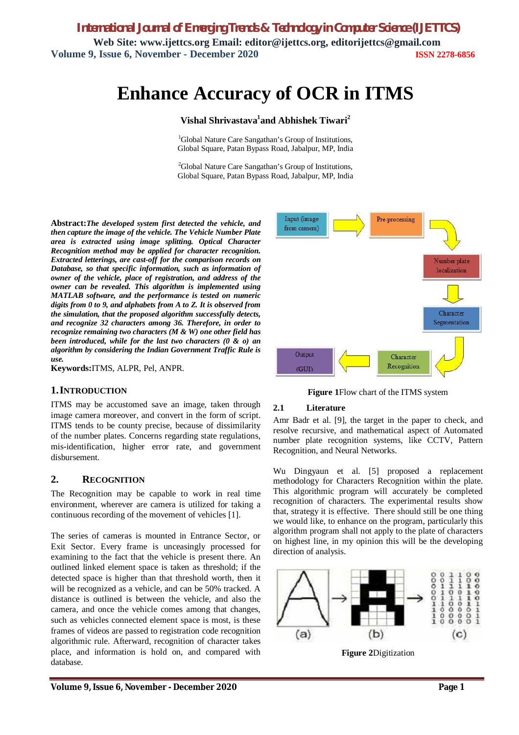# Enhance Accuracy of OCR in ITMS

**Vishal Shrivastava[1] and Abhishek Tiwari[2]**

[1]Global Nature Care Sangathan's Group of Institutions, Global Square, Patan Bypass Road, Jabalpur, MP, India

[2]Global Nature Care Sangathan's Group of Institutions, Global Square, Patan Bypass Road, Jabalpur, MP, India

**Abstract:** ***The developed system first detected the vehicle, and then capture the image of the vehicle. The Vehicle Number Plate area is extracted using image splitting. Optical Character Recognition method may be applied for character recognition. Extracted letterings, are cast-off for the comparison records on Database, so that specific information, such as information of owner of the vehicle, place of registration, and address of the owner can be revealed. This algorithm is implemented using MATLAB software, and the performance is tested on numeric digits from 0 to 9, and alphabets from A to Z. It is observed from the simulation, that the proposed algorithm successfully detects, and recognize 32 characters among 36. Therefore, in order to recognize remaining two characters (M & W) one other field has been introduced, while for the last two characters (0 & o) an algorithm by considering the Indian Government Traffic Rule is use.***

**Keywords:** ITMS, ALPR, Pel, ANPR.

## 1. Introduction

ITMS may be accustomed save an image, taken through image camera moreover, and convert in the form of script. ITMS tends to be county precise, because of dissimilarity of the number plates. Concerns regarding state regulations, mis-identification, higher error rate, and government disbursement.

## 2. Recognition

The Recognition may be capable to work in real time environment, wherever are camera is utilized for taking a continuous recording of the movement of vehicles [1].

The series of cameras is mounted in Entrance Sector, or Exit Sector. Every frame is unceasingly processed for examining to the fact that the vehicle is present there. An outlined linked element space is taken as threshold; if the detected space is higher than that threshold worth, then it will be recognized as a vehicle, and can be 50% tracked. A distance is outlined is between the vehicle, and also the camera, and once the vehicle comes among that changes, such as vehicles connected element space is most, is these frames of videos are passed to registration code recognition algorithmic rule. Afterward, recognition of character takes place, and information is hold on, and compared with database.

Input (image from camera) → Pre-processing → Number plate localization → Character Segmentation → Character Recognition → Output (GUI)

**Figure 1** Flow chart of the ITMS system

### 2.1 Literature

Amr Badr et al. [9], the target in the paper to check, and resolve recursive, and mathematical aspect of Automated number plate recognition systems, like CCTV, Pattern Recognition, and Neural Networks.

Wu Dingyaun et al. [5] proposed a replacement methodology for Characters Recognition within the plate. This algorithmic program will accurately be completed recognition of characters. The experimental results show that, strategy it is effective. There should still be one thing we would like, to enhance on the program, particularly this algorithm program shall not apply to the plate of characters on highest line, in my opinion this will be the developing direction of analysis.

**Figure 2** Digitization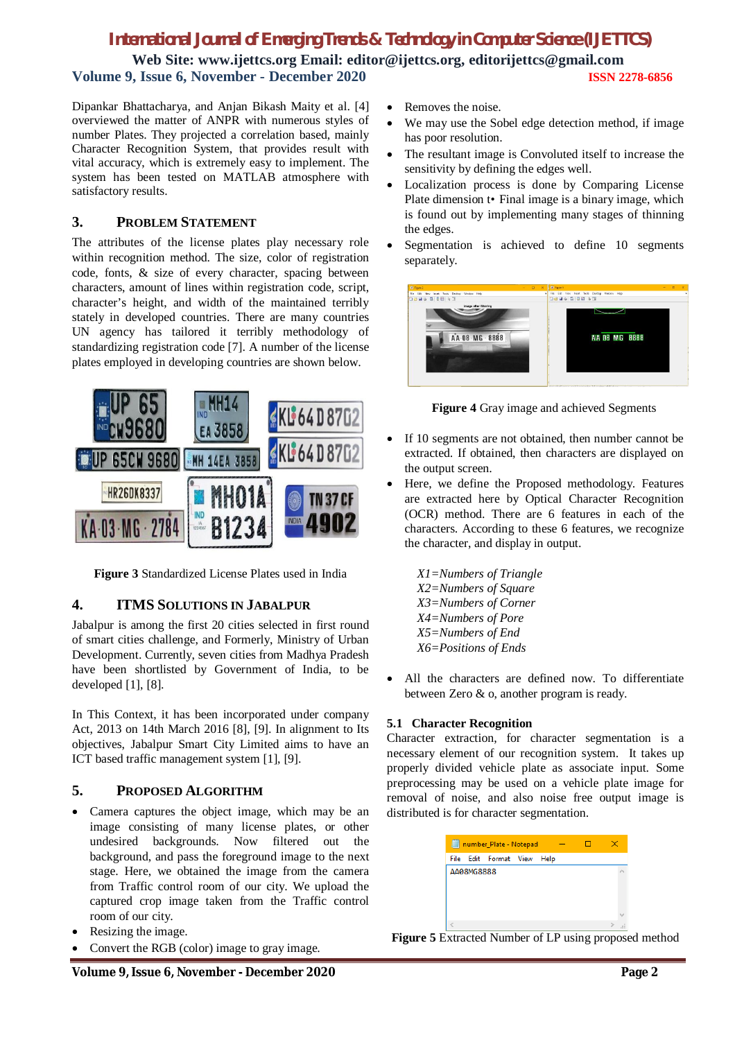Dipankar Bhattacharya, and Anjan Bikash Maity et al. [4] overviewed the matter of ANPR with numerous styles of number Plates. They projected a correlation based, mainly Character Recognition System, that provides result with vital accuracy, which is extremely easy to implement. The system has been tested on MATLAB atmosphere with satisfactory results.

## 3. PROBLEM STATEMENT

The attributes of the license plates play necessary role within recognition method. The size, color of registration code, fonts, & size of every character, spacing between characters, amount of lines within registration code, script, character's height, and width of the maintained terribly stately in developed countries. There are many countries UN agency has tailored it terribly methodology of standardizing registration code [7]. A number of the license plates employed in developing countries are shown below.

**Figure 3** Standardized License Plates used in India

## 4. ITMS SOLUTIONS IN JABALPUR

Jabalpur is among the first 20 cities selected in first round of smart cities challenge, and Formerly, Ministry of Urban Development. Currently, seven cities from Madhya Pradesh have been shortlisted by Government of India, to be developed [1], [8].

In This Context, it has been incorporated under company Act, 2013 on 14th March 2016 [8], [9]. In alignment to Its objectives, Jabalpur Smart City Limited aims to have an ICT based traffic management system [1], [9].

## 5. PROPOSED ALGORITHM

- Camera captures the object image, which may be an image consisting of many license plates, or other undesired backgrounds. Now filtered out the background, and pass the foreground image to the next stage. Here, we obtained the image from the camera from Traffic control room of our city. We upload the captured crop image taken from the Traffic control room of our city.
- Resizing the image.
- Convert the RGB (color) image to gray image.
- Removes the noise.
- We may use the Sobel edge detection method, if image has poor resolution.
- The resultant image is Convoluted itself to increase the sensitivity by defining the edges well.
- Localization process is done by Comparing License Plate dimension t• Final image is a binary image, which is found out by implementing many stages of thinning the edges.
- Segmentation is achieved to define 10 segments separately.

**Figure 4** Gray image and achieved Segments

- If 10 segments are not obtained, then number cannot be extracted. If obtained, then characters are displayed on the output screen.
- Here, we define the Proposed methodology. Features are extracted here by Optical Character Recognition (OCR) method. There are 6 features in each of the characters. According to these 6 features, we recognize the character, and display in output.

*X1=Numbers of Triangle*
*X2=Numbers of Square*
*X3=Numbers of Corner*
*X4=Numbers of Pore*
*X5=Numbers of End*
*X6=Positions of Ends*

- All the characters are defined now. To differentiate between Zero & o, another program is ready.

### 5.1 Character Recognition

Character extraction, for character segmentation is a necessary element of our recognition system. It takes up properly divided vehicle plate as associate input. Some preprocessing may be used on a vehicle plate image for removal of noise, and also noise free output image is distributed is for character segmentation.

**Figure 5** Extracted Number of LP using proposed method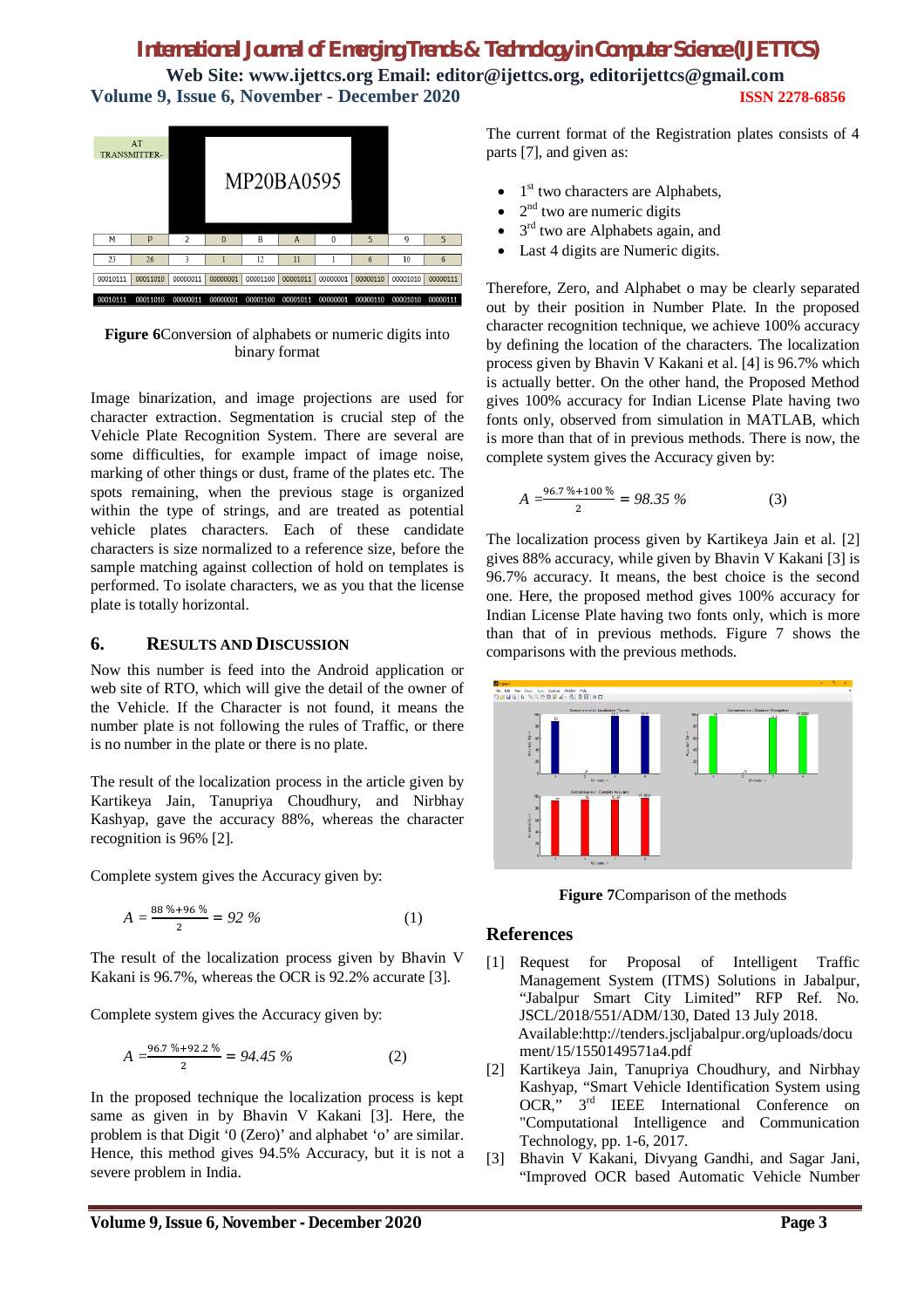**Figure 6**Conversion of alphabets or numeric digits into binary format

Image binarization, and image projections are used for character extraction. Segmentation is crucial step of the Vehicle Plate Recognition System. There are several are some difficulties, for example impact of image noise, marking of other things or dust, frame of the plates etc. The spots remaining, when the previous stage is organized within the type of strings, and are treated as potential vehicle plates characters. Each of these candidate characters is size normalized to a reference size, before the sample matching against collection of hold on templates is performed. To isolate characters, we as you that the license plate is totally horizontal.

## 6. RESULTS AND DISCUSSION

Now this number is feed into the Android application or web site of RTO, which will give the detail of the owner of the Vehicle. If the Character is not found, it means the number plate is not following the rules of Traffic, or there is no number in the plate or there is no plate.

The result of the localization process in the article given by Kartikeya Jain, Tanupriya Choudhury, and Nirbhay Kashyap, gave the accuracy 88%, whereas the character recognition is 96% [2].

Complete system gives the Accuracy given by:

$$A = \frac{88\ \% + 96\ \%}{2} = 92\ \% \qquad (1)$$

The result of the localization process given by Bhavin V Kakani is 96.7%, whereas the OCR is 92.2% accurate [3].

Complete system gives the Accuracy given by:

$$A = \frac{96.7\ \% + 92.2\ \%}{2} = 94.45\ \% \qquad (2)$$

In the proposed technique the localization process is kept same as given in by Bhavin V Kakani [3]. Here, the problem is that Digit '0 (Zero)' and alphabet 'o' are similar. Hence, this method gives 94.5% Accuracy, but it is not a severe problem in India.

The current format of the Registration plates consists of 4 parts [7], and given as:

- 1st two characters are Alphabets,
- 2nd two are numeric digits
- 3rd two are Alphabets again, and
- Last 4 digits are Numeric digits.

Therefore, Zero, and Alphabet o may be clearly separated out by their position in Number Plate. In the proposed character recognition technique, we achieve 100% accuracy by defining the location of the characters. The localization process given by Bhavin V Kakani et al. [4] is 96.7% which is actually better. On the other hand, the Proposed Method gives 100% accuracy for Indian License Plate having two fonts only, observed from simulation in MATLAB, which is more than that of in previous methods. There is now, the complete system gives the Accuracy given by:

$$A = \frac{96.7\ \% + 100\ \%}{2} = 98.35\ \% \qquad (3)$$

The localization process given by Kartikeya Jain et al. [2] gives 88% accuracy, while given by Bhavin V Kakani [3] is 96.7% accuracy. It means, the best choice is the second one. Here, the proposed method gives 100% accuracy for Indian License Plate having two fonts only, which is more than that of in previous methods. Figure 7 shows the comparisons with the previous methods.

**Figure 7**Comparison of the methods

## References

[1] Request for Proposal of Intelligent Traffic Management System (ITMS) Solutions in Jabalpur, "Jabalpur Smart City Limited" RFP Ref. No. JSCL/2018/551/ADM/130, Dated 13 July 2018. Available:http://tenders.jscljabalpur.org/uploads/document/15/1550149571a4.pdf

[2] Kartikeya Jain, Tanupriya Choudhury, and Nirbhay Kashyap, "Smart Vehicle Identification System using OCR," 3rd IEEE International Conference on "Computational Intelligence and Communication Technology, pp. 1-6, 2017.

[3] Bhavin V Kakani, Divyang Gandhi, and Sagar Jani, "Improved OCR based Automatic Vehicle Number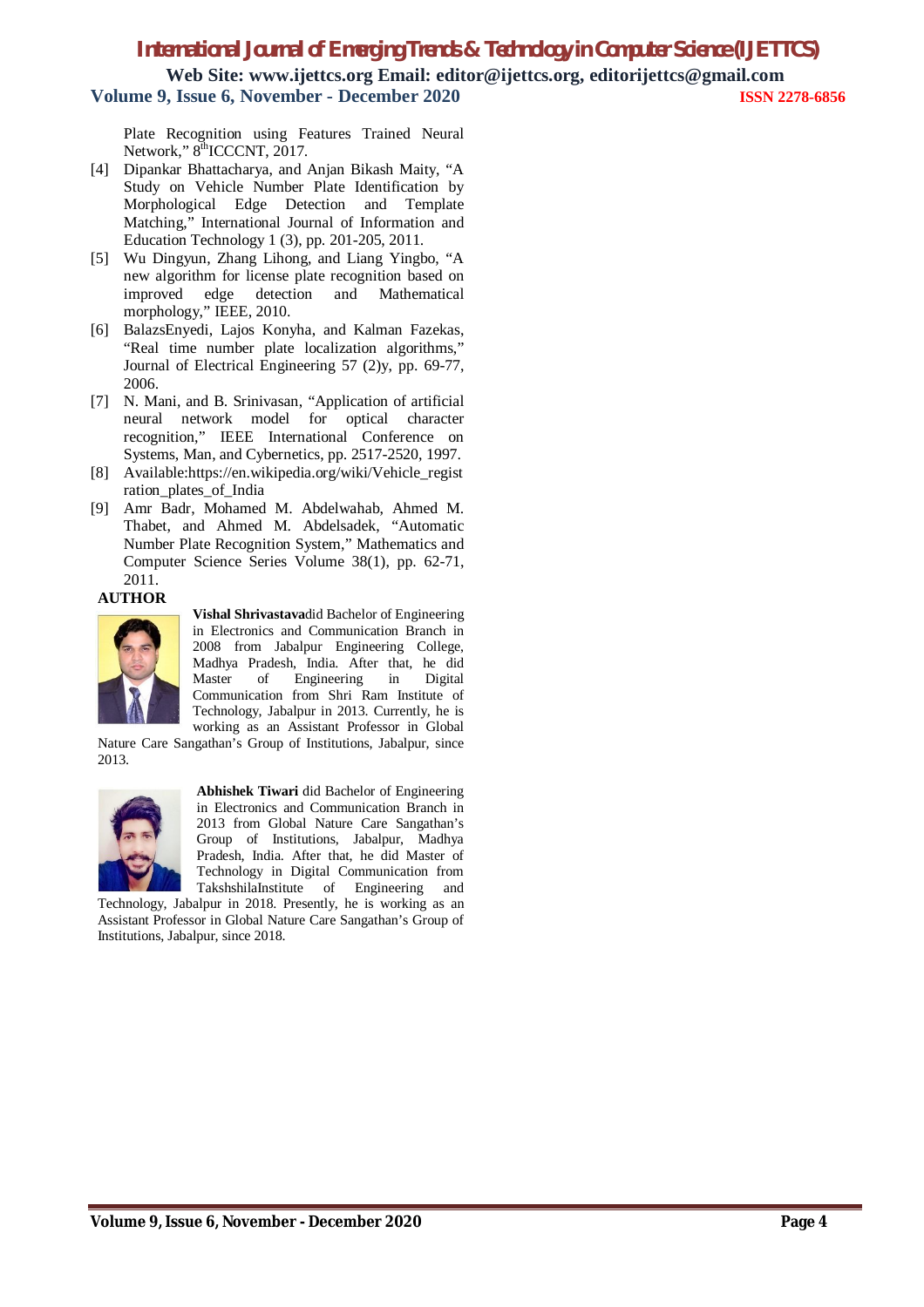Plate Recognition using Features Trained Neural Network," 8th ICCCNT, 2017.

[4] Dipankar Bhattacharya, and Anjan Bikash Maity, "A Study on Vehicle Number Plate Identification by Morphological Edge Detection and Template Matching," International Journal of Information and Education Technology 1 (3), pp. 201-205, 2011.

[5] Wu Dingyun, Zhang Lihong, and Liang Yingbo, "A new algorithm for license plate recognition based on improved edge detection and Mathematical morphology," IEEE, 2010.

[6] BalazsEnyedi, Lajos Konyha, and Kalman Fazekas, "Real time number plate localization algorithms," Journal of Electrical Engineering 57 (2)y, pp. 69-77, 2006.

[7] N. Mani, and B. Srinivasan, "Application of artificial neural network model for optical character recognition," IEEE International Conference on Systems, Man, and Cybernetics, pp. 2517-2520, 1997.

[8] Available:https://en.wikipedia.org/wiki/Vehicle_registration_plates_of_India

[9] Amr Badr, Mohamed M. Abdelwahab, Ahmed M. Thabet, and Ahmed M. Abdelsadek, "Automatic Number Plate Recognition System," Mathematics and Computer Science Series Volume 38(1), pp. 62-71, 2011.

**AUTHOR**

**Vishal Shrivastava**did Bachelor of Engineering in Electronics and Communication Branch in 2008 from Jabalpur Engineering College, Madhya Pradesh, India. After that, he did Master of Engineering in Digital Communication from Shri Ram Institute of Technology, Jabalpur in 2013. Currently, he is working as an Assistant Professor in Global Nature Care Sangathan's Group of Institutions, Jabalpur, since 2013.

**Abhishek Tiwari** did Bachelor of Engineering in Electronics and Communication Branch in 2013 from Global Nature Care Sangathan's Group of Institutions, Jabalpur, Madhya Pradesh, India. After that, he did Master of Technology in Digital Communication from TakshshilaInstitute of Engineering and Technology, Jabalpur in 2018. Presently, he is working as an Assistant Professor in Global Nature Care Sangathan's Group of Institutions, Jabalpur, since 2018.